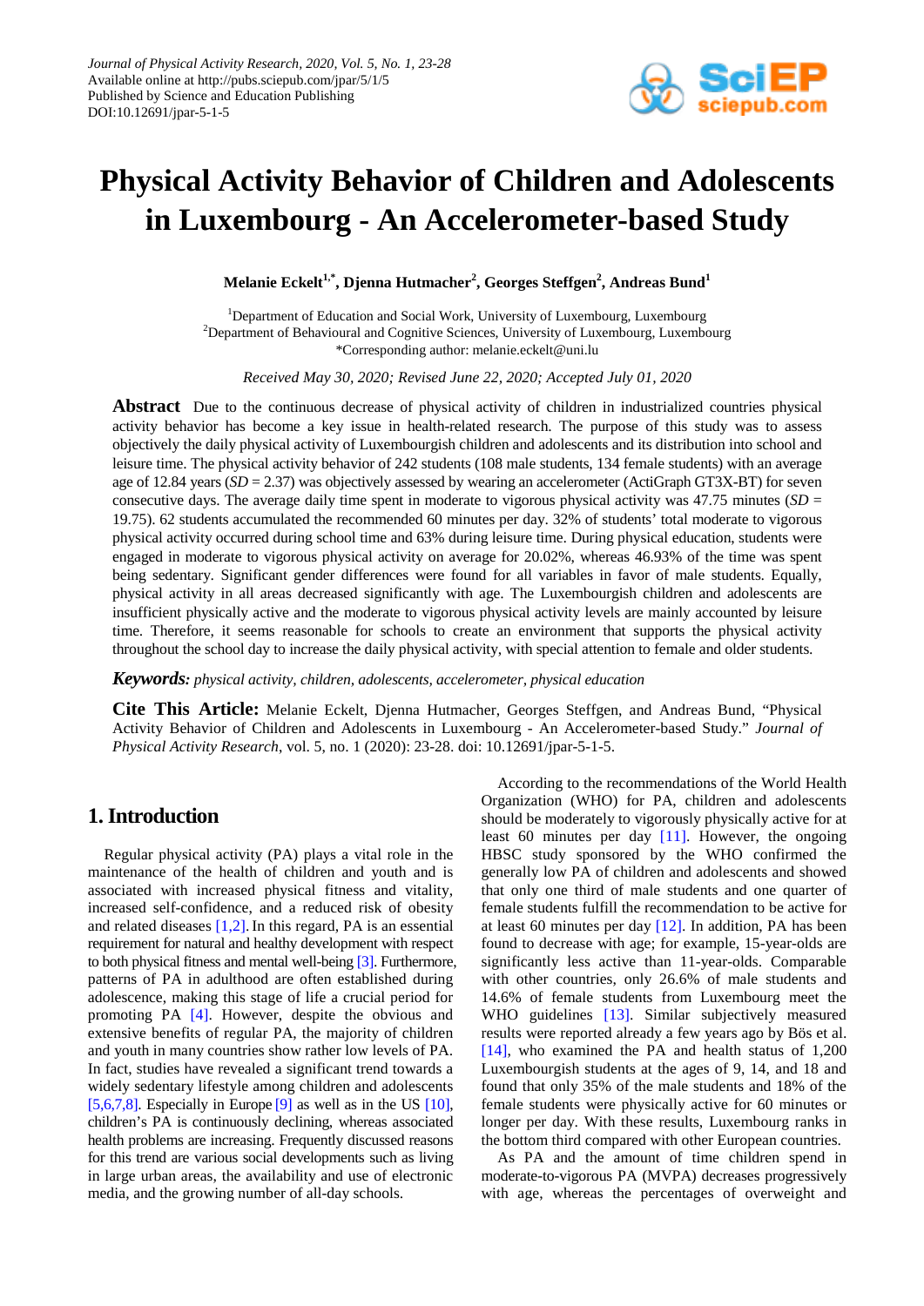# Physical Activity Behavior of Children and Adolescents in Luxembourg - An Accelerometer-based Study

**Melanie Eckelt[1,*], Djenna Hutmacher[2], Georges Steffgen[2], Andreas Bund[1]**

[1]Department of Education and Social Work, University of Luxembourg, Luxembourg
[2]Department of Behavioural and Cognitive Sciences, University of Luxembourg, Luxembourg
*Corresponding author: melanie.eckelt@uni.lu

*Received May 30, 2020; Revised June 22, 2020; Accepted July 01, 2020*

**Abstract** Due to the continuous decrease of physical activity of children in industrialized countries physical activity behavior has become a key issue in health-related research. The purpose of this study was to assess objectively the daily physical activity of Luxembourgish children and adolescents and its distribution into school and leisure time. The physical activity behavior of 242 students (108 male students, 134 female students) with an average age of 12.84 years (*SD* = 2.37) was objectively assessed by wearing an accelerometer (ActiGraph GT3X-BT) for seven consecutive days. The average daily time spent in moderate to vigorous physical activity was 47.75 minutes (*SD* = 19.75). 62 students accumulated the recommended 60 minutes per day. 32% of students' total moderate to vigorous physical activity occurred during school time and 63% during leisure time. During physical education, students were engaged in moderate to vigorous physical activity on average for 20.02%, whereas 46.93% of the time was spent being sedentary. Significant gender differences were found for all variables in favor of male students. Equally, physical activity in all areas decreased significantly with age. The Luxembourgish children and adolescents are insufficient physically active and the moderate to vigorous physical activity levels are mainly accounted by leisure time. Therefore, it seems reasonable for schools to create an environment that supports the physical activity throughout the school day to increase the daily physical activity, with special attention to female and older students.

***Keywords:*** *physical activity, children, adolescents, accelerometer, physical education*

**Cite This Article:** Melanie Eckelt, Djenna Hutmacher, Georges Steffgen, and Andreas Bund, "Physical Activity Behavior of Children and Adolescents in Luxembourg - An Accelerometer-based Study." *Journal of Physical Activity Research*, vol. 5, no. 1 (2020): 23-28. doi: 10.12691/jpar-5-1-5.

## 1. Introduction

Regular physical activity (PA) plays a vital role in the maintenance of the health of children and youth and is associated with increased physical fitness and vitality, increased self-confidence, and a reduced risk of obesity and related diseases [1,2]. In this regard, PA is an essential requirement for natural and healthy development with respect to both physical fitness and mental well-being [3]. Furthermore, patterns of PA in adulthood are often established during adolescence, making this stage of life a crucial period for promoting PA [4]. However, despite the obvious and extensive benefits of regular PA, the majority of children and youth in many countries show rather low levels of PA. In fact, studies have revealed a significant trend towards a widely sedentary lifestyle among children and adolescents [5,6,7,8]. Especially in Europe [9] as well as in the US [10], children's PA is continuously declining, whereas associated health problems are increasing. Frequently discussed reasons for this trend are various social developments such as living in large urban areas, the availability and use of electronic media, and the growing number of all-day schools.

According to the recommendations of the World Health Organization (WHO) for PA, children and adolescents should be moderately to vigorously physically active for at least 60 minutes per day [11]. However, the ongoing HBSC study sponsored by the WHO confirmed the generally low PA of children and adolescents and showed that only one third of male students and one quarter of female students fulfill the recommendation to be active for at least 60 minutes per day [12]. In addition, PA has been found to decrease with age; for example, 15-year-olds are significantly less active than 11-year-olds. Comparable with other countries, only 26.6% of male students and 14.6% of female students from Luxembourg meet the WHO guidelines [13]. Similar subjectively measured results were reported already a few years ago by Bös et al. [14], who examined the PA and health status of 1,200 Luxembourgish students at the ages of 9, 14, and 18 and found that only 35% of the male students and 18% of the female students were physically active for 60 minutes or longer per day. With these results, Luxembourg ranks in the bottom third compared with other European countries.

As PA and the amount of time children spend in moderate-to-vigorous PA (MVPA) decreases progressively with age, whereas the percentages of overweight and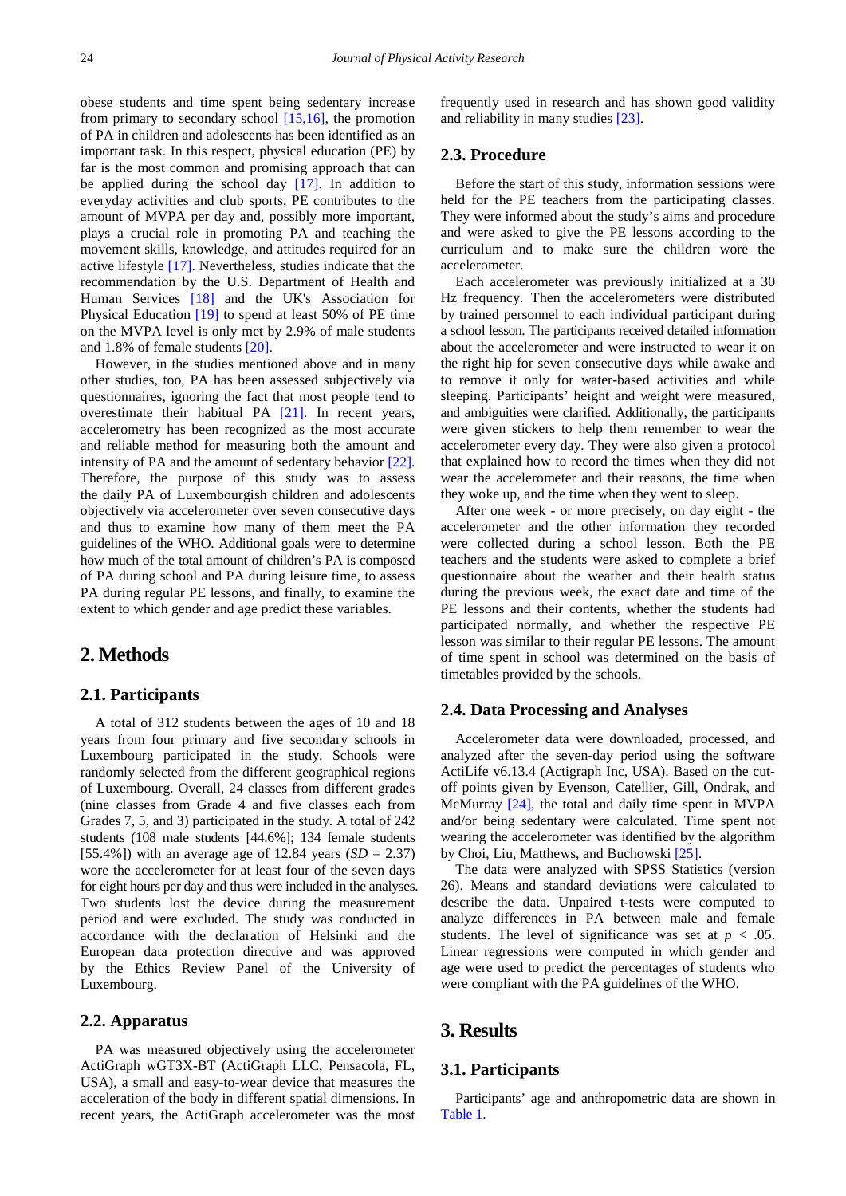obese students and time spent being sedentary increase from primary to secondary school [15,16], the promotion of PA in children and adolescents has been identified as an important task. In this respect, physical education (PE) by far is the most common and promising approach that can be applied during the school day [17]. In addition to everyday activities and club sports, PE contributes to the amount of MVPA per day and, possibly more important, plays a crucial role in promoting PA and teaching the movement skills, knowledge, and attitudes required for an active lifestyle [17]. Nevertheless, studies indicate that the recommendation by the U.S. Department of Health and Human Services [18] and the UK's Association for Physical Education [19] to spend at least 50% of PE time on the MVPA level is only met by 2.9% of male students and 1.8% of female students [20].

However, in the studies mentioned above and in many other studies, too, PA has been assessed subjectively via questionnaires, ignoring the fact that most people tend to overestimate their habitual PA [21]. In recent years, accelerometry has been recognized as the most accurate and reliable method for measuring both the amount and intensity of PA and the amount of sedentary behavior [22]. Therefore, the purpose of this study was to assess the daily PA of Luxembourgish children and adolescents objectively via accelerometer over seven consecutive days and thus to examine how many of them meet the PA guidelines of the WHO. Additional goals were to determine how much of the total amount of children's PA is composed of PA during school and PA during leisure time, to assess PA during regular PE lessons, and finally, to examine the extent to which gender and age predict these variables.

# 2. Methods

## 2.1. Participants

A total of 312 students between the ages of 10 and 18 years from four primary and five secondary schools in Luxembourg participated in the study. Schools were randomly selected from the different geographical regions of Luxembourg. Overall, 24 classes from different grades (nine classes from Grade 4 and five classes each from Grades 7, 5, and 3) participated in the study. A total of 242 students (108 male students [44.6%]; 134 female students [55.4%]) with an average age of 12.84 years (*SD* = 2.37) wore the accelerometer for at least four of the seven days for eight hours per day and thus were included in the analyses. Two students lost the device during the measurement period and were excluded. The study was conducted in accordance with the declaration of Helsinki and the European data protection directive and was approved by the Ethics Review Panel of the University of Luxembourg.

## 2.2. Apparatus

PA was measured objectively using the accelerometer ActiGraph wGT3X-BT (ActiGraph LLC, Pensacola, FL, USA), a small and easy-to-wear device that measures the acceleration of the body in different spatial dimensions. In recent years, the ActiGraph accelerometer was the most frequently used in research and has shown good validity and reliability in many studies [23].

## 2.3. Procedure

Before the start of this study, information sessions were held for the PE teachers from the participating classes. They were informed about the study's aims and procedure and were asked to give the PE lessons according to the curriculum and to make sure the children wore the accelerometer.

Each accelerometer was previously initialized at a 30 Hz frequency. Then the accelerometers were distributed by trained personnel to each individual participant during a school lesson. The participants received detailed information about the accelerometer and were instructed to wear it on the right hip for seven consecutive days while awake and to remove it only for water-based activities and while sleeping. Participants' height and weight were measured, and ambiguities were clarified. Additionally, the participants were given stickers to help them remember to wear the accelerometer every day. They were also given a protocol that explained how to record the times when they did not wear the accelerometer and their reasons, the time when they woke up, and the time when they went to sleep.

After one week - or more precisely, on day eight - the accelerometer and the other information they recorded were collected during a school lesson. Both the PE teachers and the students were asked to complete a brief questionnaire about the weather and their health status during the previous week, the exact date and time of the PE lessons and their contents, whether the students had participated normally, and whether the respective PE lesson was similar to their regular PE lessons. The amount of time spent in school was determined on the basis of timetables provided by the schools.

## 2.4. Data Processing and Analyses

Accelerometer data were downloaded, processed, and analyzed after the seven-day period using the software ActiLife v6.13.4 (Actigraph Inc, USA). Based on the cut-off points given by Evenson, Catellier, Gill, Ondrak, and McMurray [24], the total and daily time spent in MVPA and/or being sedentary were calculated. Time spent not wearing the accelerometer was identified by the algorithm by Choi, Liu, Matthews, and Buchowski [25].

The data were analyzed with SPSS Statistics (version 26). Means and standard deviations were calculated to describe the data. Unpaired t-tests were computed to analyze differences in PA between male and female students. The level of significance was set at $p < .05$. Linear regressions were computed in which gender and age were used to predict the percentages of students who were compliant with the PA guidelines of the WHO.

# 3. Results

## 3.1. Participants

Participants' age and anthropometric data are shown in Table 1.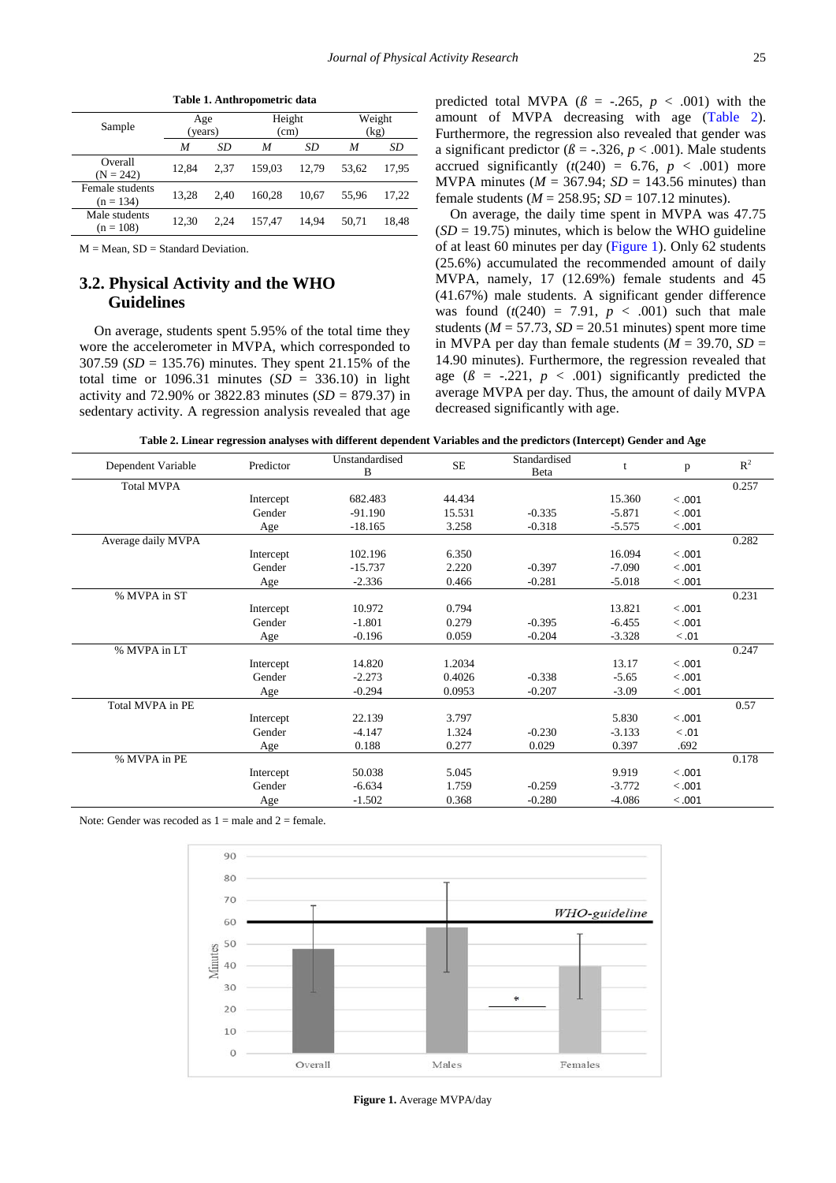**Table 1. Anthropometric data**

| Sample | Age (years) | | Height (cm) | | Weight (kg) | |
|---|---|---|---|---|---|---|
| | *M* | *SD* | *M* | *SD* | *M* | *SD* |
| Overall (N = 242) | 12,84 | 2,37 | 159,03 | 12,79 | 53,62 | 17,95 |
| Female students (n = 134) | 13,28 | 2,40 | 160,28 | 10,67 | 55,96 | 17,22 |
| Male students (n = 108) | 12,30 | 2,24 | 157,47 | 14,94 | 50,71 | 18,48 |

M = Mean, SD = Standard Deviation.

## 3.2. Physical Activity and the WHO Guidelines

On average, students spent 5.95% of the total time they wore the accelerometer in MVPA, which corresponded to 307.59 (*SD* = 135.76) minutes. They spent 21.15% of the total time or 1096.31 minutes (*SD* = 336.10) in light activity and 72.90% or 3822.83 minutes (*SD* = 879.37) in sedentary activity. A regression analysis revealed that age predicted total MVPA ($ß$ = -.265, $p < .001$) with the amount of MVPA decreasing with age (Table 2). Furthermore, the regression also revealed that gender was a significant predictor ($ß$ = -.326, $p < .001$). Male students accrued significantly ($t(240) = 6.76$, $p < .001$) more MVPA minutes (*M* = 367.94; *SD* = 143.56 minutes) than female students (*M* = 258.95; *SD* = 107.12 minutes).

On average, the daily time spent in MVPA was 47.75 (*SD* = 19.75) minutes, which is below the WHO guideline of at least 60 minutes per day (Figure 1). Only 62 students (25.6%) accumulated the recommended amount of daily MVPA, namely, 17 (12.69%) female students and 45 (41.67%) male students. A significant gender difference was found ($t(240) = 7.91$, $p < .001$) such that male students (*M* = 57.73, *SD* = 20.51 minutes) spent more time in MVPA per day than female students (*M* = 39.70, *SD* = 14.90 minutes). Furthermore, the regression revealed that age ($ß$ = -.221, $p < .001$) significantly predicted the average MVPA per day. Thus, the amount of daily MVPA decreased significantly with age.

**Table 2. Linear regression analyses with different dependent Variables and the predictors (Intercept) Gender and Age**

| Dependent Variable | Predictor | Unstandardised B | SE | Standardised Beta | t | p | $R^2$ |
|---|---|---|---|---|---|---|---|
| Total MVPA | | | | | | | 0.257 |
| | Intercept | 682.483 | 44.434 | | 15.360 | < .001 | |
| | Gender | -91.190 | 15.531 | -0.335 | -5.871 | < .001 | |
| | Age | -18.165 | 3.258 | -0.318 | -5.575 | < .001 | |
| Average daily MVPA | | | | | | | 0.282 |
| | Intercept | 102.196 | 6.350 | | 16.094 | < .001 | |
| | Gender | -15.737 | 2.220 | -0.397 | -7.090 | < .001 | |
| | Age | -2.336 | 0.466 | -0.281 | -5.018 | < .001 | |
| % MVPA in ST | | | | | | | 0.231 |
| | Intercept | 10.972 | 0.794 | | 13.821 | < .001 | |
| | Gender | -1.801 | 0.279 | -0.395 | -6.455 | < .001 | |
| | Age | -0.196 | 0.059 | -0.204 | -3.328 | < .01 | |
| % MVPA in LT | | | | | | | 0.247 |
| | Intercept | 14.820 | 1.2034 | | 13.17 | < .001 | |
| | Gender | -2.273 | 0.4026 | -0.338 | -5.65 | < .001 | |
| | Age | -0.294 | 0.0953 | -0.207 | -3.09 | < .001 | |
| Total MVPA in PE | | | | | | | 0.57 |
| | Intercept | 22.139 | 3.797 | | 5.830 | < .001 | |
| | Gender | -4.147 | 1.324 | -0.230 | -3.133 | < .01 | |
| | Age | 0.188 | 0.277 | 0.029 | 0.397 | .692 | |
| % MVPA in PE | | | | | | | 0.178 |
| | Intercept | 50.038 | 5.045 | | 9.919 | < .001 | |
| | Gender | -6.634 | 1.759 | -0.259 | -3.772 | < .001 | |
| | Age | -1.502 | 0.368 | -0.280 | -4.086 | < .001 | |

Note: Gender was recoded as 1 = male and 2 = female.

**Figure 1.** Average MVPA/day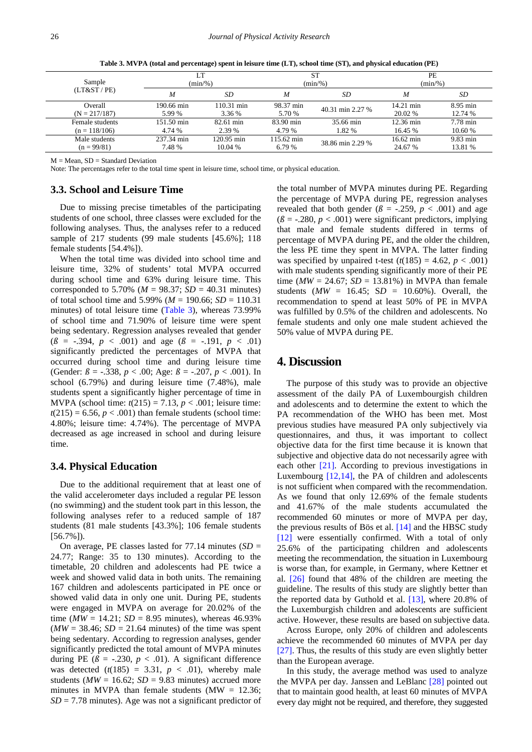**Table 3. MVPA (total and percentage) spent in leisure time (LT), school time (ST), and physical education (PE)**

| Sample (LT&ST / PE) | LT (min/%) | | ST (min/%) | | PE (min/%) | |
|---|---|---|---|---|---|---|
| | *M* | *SD* | *M* | *SD* | *M* | *SD* |
| Overall (N = 217/187) | 190.66 min 5.99 % | 110.31 min 3.36 % | 98.37 min 5.70 % | 40.31 min 2.27 % | 14.21 min 20.02 % | 8.95 min 12.74 % |
| Female students (n = 118/106) | 151.50 min 4.74 % | 82.61 min 2.39 % | 83.90 min 4.79 % | 35.66 min 1.82 % | 12.36 min 16.45 % | 7.78 min 10.60 % |
| Male students (n = 99/81) | 237.34 min 7.48 % | 120.95 min 10.04 % | 115.62 min 6.79 % | 38.86 min 2.29 % | 16.62 min 24.67 % | 9.83 min 13.81 % |

M = Mean, SD = Standard Deviation

Note: The percentages refer to the total time spent in leisure time, school time, or physical education.

### 3.3. School and Leisure Time

Due to missing precise timetables of the participating students of one school, three classes were excluded for the following analyses. Thus, the analyses refer to a reduced sample of 217 students (99 male students [45.6%]; 118 female students [54.4%]).

When the total time was divided into school time and leisure time, 32% of students' total MVPA occurred during school time and 63% during leisure time. This corresponded to 5.70% ($M$ = 98.37; $SD$ = 40.31 minutes) of total school time and 5.99% ($M$ = 190.66; $SD$ = 110.31 minutes) of total leisure time (Table 3), whereas 73.99% of school time and 71.90% of leisure time were spent being sedentary. Regression analyses revealed that gender ($ß$ = -.394, $p$ < .001) and age ($ß$ = -.191, $p$ < .01) significantly predicted the percentages of MVPA that occurred during school time and during leisure time (Gender: $ß$ = -.338, $p$ < .00; Age: $ß$ = -.207, $p$ < .001). In school (6.79%) and during leisure time (7.48%), male students spent a significantly higher percentage of time in MVPA (school time: $t(215) = 7.13$, $p$ < .001; leisure time: $t(215) = 6.56$, $p$ < .001) than female students (school time: 4.80%; leisure time: 4.74%). The percentage of MVPA decreased as age increased in school and during leisure time.

### 3.4. Physical Education

Due to the additional requirement that at least one of the valid accelerometer days included a regular PE lesson (no swimming) and the student took part in this lesson, the following analyses refer to a reduced sample of 187 students (81 male students [43.3%]; 106 female students [56.7%]).

On average, PE classes lasted for 77.14 minutes ($SD$ = 24.77; Range: 35 to 130 minutes). According to the timetable, 20 children and adolescents had PE twice a week and showed valid data in both units. The remaining 167 children and adolescents participated in PE once or showed valid data in only one unit. During PE, students were engaged in MVPA on average for 20.02% of the time ($MW$ = 14.21; $SD$ = 8.95 minutes), whereas 46.93% ($MW$ = 38.46; $SD$ = 21.64 minutes) of the time was spent being sedentary. According to regression analyses, gender significantly predicted the total amount of MVPA minutes during PE ($ß$ = -.230, $p$ < .01). A significant difference was detected ($t(185) = 3.31$, $p$ < .01), whereby male students ($MW$ = 16.62; $SD$ = 9.83 minutes) accrued more minutes in MVPA than female students (MW = 12.36; $SD$ = 7.78 minutes). Age was not a significant predictor of the total number of MVPA minutes during PE. Regarding the percentage of MVPA during PE, regression analyses revealed that both gender ($ß$ = -.259, $p$ < .001) and age ($ß$ = -.280, $p$ < .001) were significant predictors, implying that male and female students differed in terms of percentage of MVPA during PE, and the older the children, the less PE time they spent in MVPA. The latter finding was specified by unpaired t-test ($t(185) = 4.62$, $p$ < .001) with male students spending significantly more of their PE time ($MW$ = 24.67; $SD$ = 13.81%) in MVPA than female students ($MW$ = 16.45; SD = 10.60%). Overall, the recommendation to spend at least 50% of PE in MVPA was fulfilled by 0.5% of the children and adolescents. No female students and only one male student achieved the 50% value of MVPA during PE.

## 4. Discussion

The purpose of this study was to provide an objective assessment of the daily PA of Luxembourgish children and adolescents and to determine the extent to which the PA recommendation of the WHO has been met. Most previous studies have measured PA only subjectively via questionnaires, and thus, it was important to collect objective data for the first time because it is known that subjective and objective data do not necessarily agree with each other [21]. According to previous investigations in Luxembourg [12,14], the PA of children and adolescents is not sufficient when compared with the recommendation. As we found that only 12.69% of the female students and 41.67% of the male students accumulated the recommended 60 minutes or more of MVPA per day, the previous results of Bös et al. [14] and the HBSC study [12] were essentially confirmed. With a total of only 25.6% of the participating children and adolescents meeting the recommendation, the situation in Luxembourg is worse than, for example, in Germany, where Kettner et al. [26] found that 48% of the children are meeting the guideline. The results of this study are slightly better than the reported data by Guthold et al. [13], where 20.8% of the Luxemburgish children and adolescents are sufficient active. However, these results are based on subjective data.

Across Europe, only 20% of children and adolescents achieve the recommended 60 minutes of MVPA per day [27]. Thus, the results of this study are even slightly better than the European average.

In this study, the average method was used to analyze the MVPA per day. Janssen and LeBlanc [28] pointed out that to maintain good health, at least 60 minutes of MVPA every day might not be required, and therefore, they suggested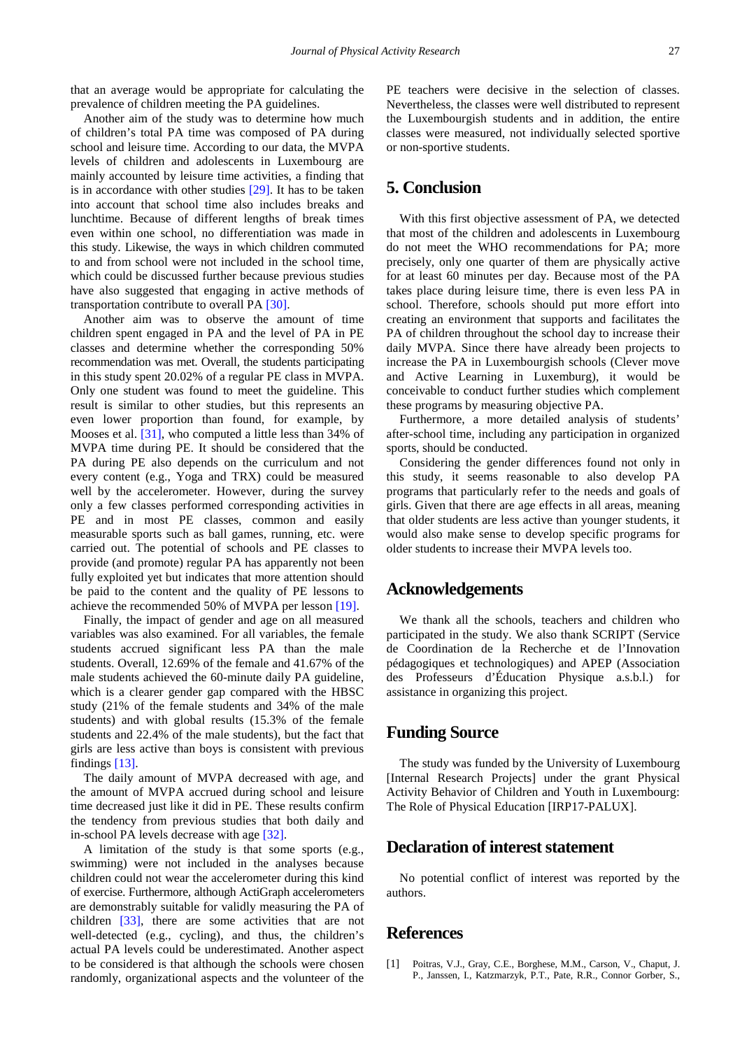that an average would be appropriate for calculating the prevalence of children meeting the PA guidelines.

Another aim of the study was to determine how much of children's total PA time was composed of PA during school and leisure time. According to our data, the MVPA levels of children and adolescents in Luxembourg are mainly accounted by leisure time activities, a finding that is in accordance with other studies [29]. It has to be taken into account that school time also includes breaks and lunchtime. Because of different lengths of break times even within one school, no differentiation was made in this study. Likewise, the ways in which children commuted to and from school were not included in the school time, which could be discussed further because previous studies have also suggested that engaging in active methods of transportation contribute to overall PA [30].

Another aim was to observe the amount of time children spent engaged in PA and the level of PA in PE classes and determine whether the corresponding 50% recommendation was met. Overall, the students participating in this study spent 20.02% of a regular PE class in MVPA. Only one student was found to meet the guideline. This result is similar to other studies, but this represents an even lower proportion than found, for example, by Mooses et al. [31], who computed a little less than 34% of MVPA time during PE. It should be considered that the PA during PE also depends on the curriculum and not every content (e.g., Yoga and TRX) could be measured well by the accelerometer. However, during the survey only a few classes performed corresponding activities in PE and in most PE classes, common and easily measurable sports such as ball games, running, etc. were carried out. The potential of schools and PE classes to provide (and promote) regular PA has apparently not been fully exploited yet but indicates that more attention should be paid to the content and the quality of PE lessons to achieve the recommended 50% of MVPA per lesson [19].

Finally, the impact of gender and age on all measured variables was also examined. For all variables, the female students accrued significant less PA than the male students. Overall, 12.69% of the female and 41.67% of the male students achieved the 60-minute daily PA guideline, which is a clearer gender gap compared with the HBSC study (21% of the female students and 34% of the male students) and with global results (15.3% of the female students and 22.4% of the male students), but the fact that girls are less active than boys is consistent with previous findings [13].

The daily amount of MVPA decreased with age, and the amount of MVPA accrued during school and leisure time decreased just like it did in PE. These results confirm the tendency from previous studies that both daily and in-school PA levels decrease with age [32].

A limitation of the study is that some sports (e.g., swimming) were not included in the analyses because children could not wear the accelerometer during this kind of exercise. Furthermore, although ActiGraph accelerometers are demonstrably suitable for validly measuring the PA of children [33], there are some activities that are not well-detected (e.g., cycling), and thus, the children's actual PA levels could be underestimated. Another aspect to be considered is that although the schools were chosen randomly, organizational aspects and the volunteer of the PE teachers were decisive in the selection of classes. Nevertheless, the classes were well distributed to represent the Luxembourgish students and in addition, the entire classes were measured, not individually selected sportive or non-sportive students.

## 5. Conclusion

With this first objective assessment of PA, we detected that most of the children and adolescents in Luxembourg do not meet the WHO recommendations for PA; more precisely, only one quarter of them are physically active for at least 60 minutes per day. Because most of the PA takes place during leisure time, there is even less PA in school. Therefore, schools should put more effort into creating an environment that supports and facilitates the PA of children throughout the school day to increase their daily MVPA. Since there have already been projects to increase the PA in Luxembourgish schools (Clever move and Active Learning in Luxemburg), it would be conceivable to conduct further studies which complement these programs by measuring objective PA.

Furthermore, a more detailed analysis of students' after-school time, including any participation in organized sports, should be conducted.

Considering the gender differences found not only in this study, it seems reasonable to also develop PA programs that particularly refer to the needs and goals of girls. Given that there are age effects in all areas, meaning that older students are less active than younger students, it would also make sense to develop specific programs for older students to increase their MVPA levels too.

## Acknowledgements

We thank all the schools, teachers and children who participated in the study. We also thank SCRIPT (Service de Coordination de la Recherche et de l'Innovation pédagogiques et technologiques) and APEP (Association des Professeurs d'Éducation Physique a.s.b.l.) for assistance in organizing this project.

## Funding Source

The study was funded by the University of Luxembourg [Internal Research Projects] under the grant Physical Activity Behavior of Children and Youth in Luxembourg: The Role of Physical Education [IRP17-PALUX].

## Declaration of interest statement

No potential conflict of interest was reported by the authors.

## References

[1] Poitras, V.J., Gray, C.E., Borghese, M.M., Carson, V., Chaput, J. P., Janssen, I., Katzmarzyk, P.T., Pate, R.R., Connor Gorber, S.,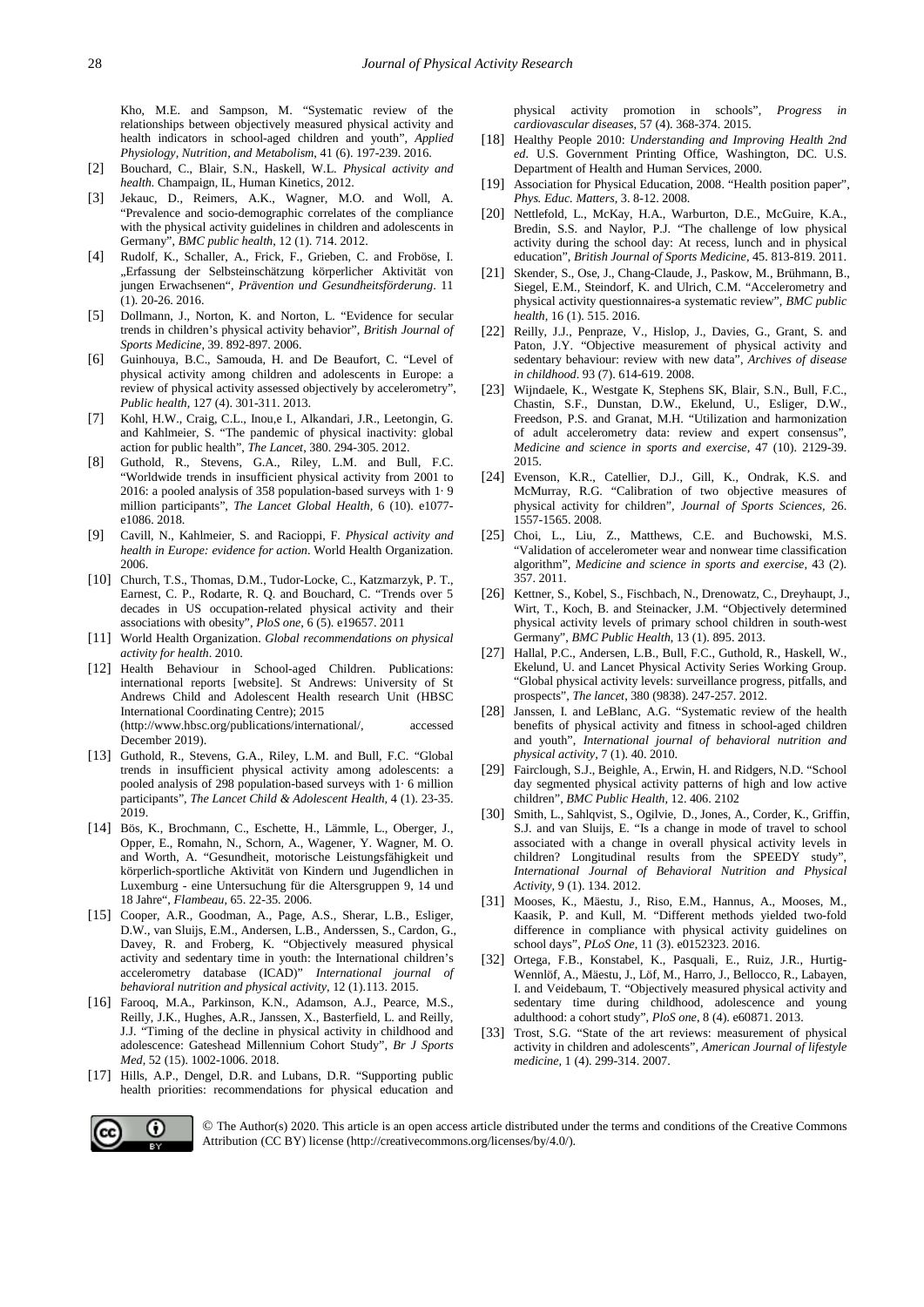Kho, M.E. and Sampson, M. "Systematic review of the relationships between objectively measured physical activity and health indicators in school-aged children and youth", *Applied Physiology, Nutrition, and Metabolism*, 41 (6). 197-239. 2016.

[2] Bouchard, C., Blair, S.N., Haskell, W.L. *Physical activity and health*. Champaign, IL, Human Kinetics, 2012.

[3] Jekauc, D., Reimers, A.K., Wagner, M.O. and Woll, A. "Prevalence and socio-demographic correlates of the compliance with the physical activity guidelines in children and adolescents in Germany", *BMC public health*, 12 (1). 714. 2012.

[4] Rudolf, K., Schaller, A., Frick, F., Grieben, C. and Froböse, I. „Erfassung der Selbsteinschätzung körperlicher Aktivität von jungen Erwachsenen", *Prävention und Gesundheitsförderung*. 11 (1). 20-26. 2016.

[5] Dollmann, J., Norton, K. and Norton, L. "Evidence for secular trends in children's physical activity behavior", *British Journal of Sports Medicine*, 39. 892-897. 2006.

[6] Guinhouya, B.C., Samouda, H. and De Beaufort, C. "Level of physical activity among children and adolescents in Europe: a review of physical activity assessed objectively by accelerometry", *Public health*, 127 (4). 301-311. 2013.

[7] Kohl, H.W., Craig, C.L., Inou,e I., Alkandari, J.R., Leetongin, G. and Kahlmeier, S. "The pandemic of physical inactivity: global action for public health", *The Lancet*, 380. 294-305. 2012.

[8] Guthold, R., Stevens, G.A., Riley, L.M. and Bull, F.C. "Worldwide trends in insufficient physical activity from 2001 to 2016: a pooled analysis of 358 population-based surveys with 1· 9 million participants", *The Lancet Global Health*, 6 (10). e1077-e1086. 2018.

[9] Cavill, N., Kahlmeier, S. and Racioppi, F. *Physical activity and health in Europe: evidence for action*. World Health Organization. 2006.

[10] Church, T.S., Thomas, D.M., Tudor-Locke, C., Katzmarzyk, P. T., Earnest, C. P., Rodarte, R. Q. and Bouchard, C. "Trends over 5 decades in US occupation-related physical activity and their associations with obesity", *PloS one*, 6 (5). e19657. 2011

[11] World Health Organization. *Global recommendations on physical activity for health*. 2010.

[12] Health Behaviour in School-aged Children. Publications: international reports [website]. St Andrews: University of St Andrews Child and Adolescent Health research Unit (HBSC International Coordinating Centre); 2015 (http://www.hbsc.org/publications/international/, accessed December 2019).

[13] Guthold, R., Stevens, G.A., Riley, L.M. and Bull, F.C. "Global trends in insufficient physical activity among adolescents: a pooled analysis of 298 population-based surveys with 1· 6 million participants", *The Lancet Child & Adolescent Health*, 4 (1). 23-35. 2019.

[14] Bös, K., Brochmann, C., Eschette, H., Lämmle, L., Oberger, J., Opper, E., Romahn, N., Schorn, A., Wagener, Y. Wagner, M. O. and Worth, A. "Gesundheit, motorische Leistungsfähigkeit und körperlich-sportliche Aktivität von Kindern und Jugendlichen in Luxemburg - eine Untersuchung für die Altersgruppen 9, 14 und 18 Jahre", *Flambeau*, 65. 22-35. 2006.

[15] Cooper, A.R., Goodman, A., Page, A.S., Sherar, L.B., Esliger, D.W., van Sluijs, E.M., Andersen, L.B., Anderssen, S., Cardon, G., Davey, R. and Froberg, K. "Objectively measured physical activity and sedentary time in youth: the International children's accelerometry database (ICAD)" *International journal of behavioral nutrition and physical activity*, 12 (1).113. 2015.

[16] Farooq, M.A., Parkinson, K.N., Adamson, A.J., Pearce, M.S., Reilly, J.K., Hughes, A.R., Janssen, X., Basterfield, L. and Reilly, J.J. "Timing of the decline in physical activity in childhood and adolescence: Gateshead Millennium Cohort Study", *Br J Sports Med*, 52 (15). 1002-1006. 2018.

[17] Hills, A.P., Dengel, D.R. and Lubans, D.R. "Supporting public health priorities: recommendations for physical education and physical activity promotion in schools", *Progress in cardiovascular diseases*, 57 (4). 368-374. 2015.

[18] Healthy People 2010: *Understanding and Improving Health 2nd ed*. U.S. Government Printing Office, Washington, DC. U.S. Department of Health and Human Services, 2000.

[19] Association for Physical Education, 2008. "Health position paper", *Phys. Educ. Matters*, 3. 8-12. 2008.

[20] Nettlefold, L., McKay, H.A., Warburton, D.E., McGuire, K.A., Bredin, S.S. and Naylor, P.J. "The challenge of low physical activity during the school day: At recess, lunch and in physical education", *British Journal of Sports Medicine*, 45. 813-819. 2011.

[21] Skender, S., Ose, J., Chang-Claude, J., Paskow, M., Brühmann, B., Siegel, E.M., Steindorf, K. and Ulrich, C.M. "Accelerometry and physical activity questionnaires-a systematic review", *BMC public health*, 16 (1). 515. 2016.

[22] Reilly, J.J., Penpraze, V., Hislop, J., Davies, G., Grant, S. and Paton, J.Y. "Objective measurement of physical activity and sedentary behaviour: review with new data", *Archives of disease in childhood*. 93 (7). 614-619. 2008.

[23] Wijndaele, K., Westgate K, Stephens SK, Blair, S.N., Bull, F.C., Chastin, S.F., Dunstan, D.W., Ekelund, U., Esliger, D.W., Freedson, P.S. and Granat, M.H. "Utilization and harmonization of adult accelerometry data: review and expert consensus", *Medicine and science in sports and exercise*, 47 (10). 2129-39. 2015.

[24] Evenson, K.R., Catellier, D.J., Gill, K., Ondrak, K.S. and McMurray, R.G. "Calibration of two objective measures of physical activity for children", *Journal of Sports Sciences*, 26. 1557-1565. 2008.

[25] Choi, L., Liu, Z., Matthews, C.E. and Buchowski, M.S. "Validation of accelerometer wear and nonwear time classification algorithm", *Medicine and science in sports and exercise*, 43 (2). 357. 2011.

[26] Kettner, S., Kobel, S., Fischbach, N., Drenowatz, C., Dreyhaupt, J., Wirt, T., Koch, B. and Steinacker, J.M. "Objectively determined physical activity levels of primary school children in south-west Germany", *BMC Public Health*, 13 (1). 895. 2013.

[27] Hallal, P.C., Andersen, L.B., Bull, F.C., Guthold, R., Haskell, W., Ekelund, U. and Lancet Physical Activity Series Working Group. "Global physical activity levels: surveillance progress, pitfalls, and prospects", *The lancet*, 380 (9838). 247-257. 2012.

[28] Janssen, I. and LeBlanc, A.G. "Systematic review of the health benefits of physical activity and fitness in school-aged children and youth", *International journal of behavioral nutrition and physical activity*, 7 (1). 40. 2010.

[29] Fairclough, S.J., Beighle, A., Erwin, H. and Ridgers, N.D. "School day segmented physical activity patterns of high and low active children", *BMC Public Health*, 12. 406. 2102

[30] Smith, L., Sahlqvist, S., Ogilvie, D., Jones, A., Corder, K., Griffin, S.J. and van Sluijs, E. "Is a change in mode of travel to school associated with a change in overall physical activity levels in children? Longitudinal results from the SPEEDY study", *International Journal of Behavioral Nutrition and Physical Activity*, 9 (1). 134. 2012.

[31] Mooses, K., Mäestu, J., Riso, E.M., Hannus, A., Mooses, M., Kaasik, P. and Kull, M. "Different methods yielded two-fold difference in compliance with physical activity guidelines on school days", *PLoS One*, 11 (3). e0152323. 2016.

[32] Ortega, F.B., Konstabel, K., Pasquali, E., Ruiz, J.R., Hurtig-Wennlöf, A., Mäestu, J., Löf, M., Harro, J., Bellocco, R., Labayen, I. and Veidebaum, T. "Objectively measured physical activity and sedentary time during childhood, adolescence and young adulthood: a cohort study", *PloS one*, 8 (4). e60871. 2013.

[33] Trost, S.G. "State of the art reviews: measurement of physical activity in children and adolescents", *American Journal of lifestyle medicine*, 1 (4). 299-314. 2007.

© The Author(s) 2020. This article is an open access article distributed under the terms and conditions of the Creative Commons Attribution (CC BY) license (http://creativecommons.org/licenses/by/4.0/).